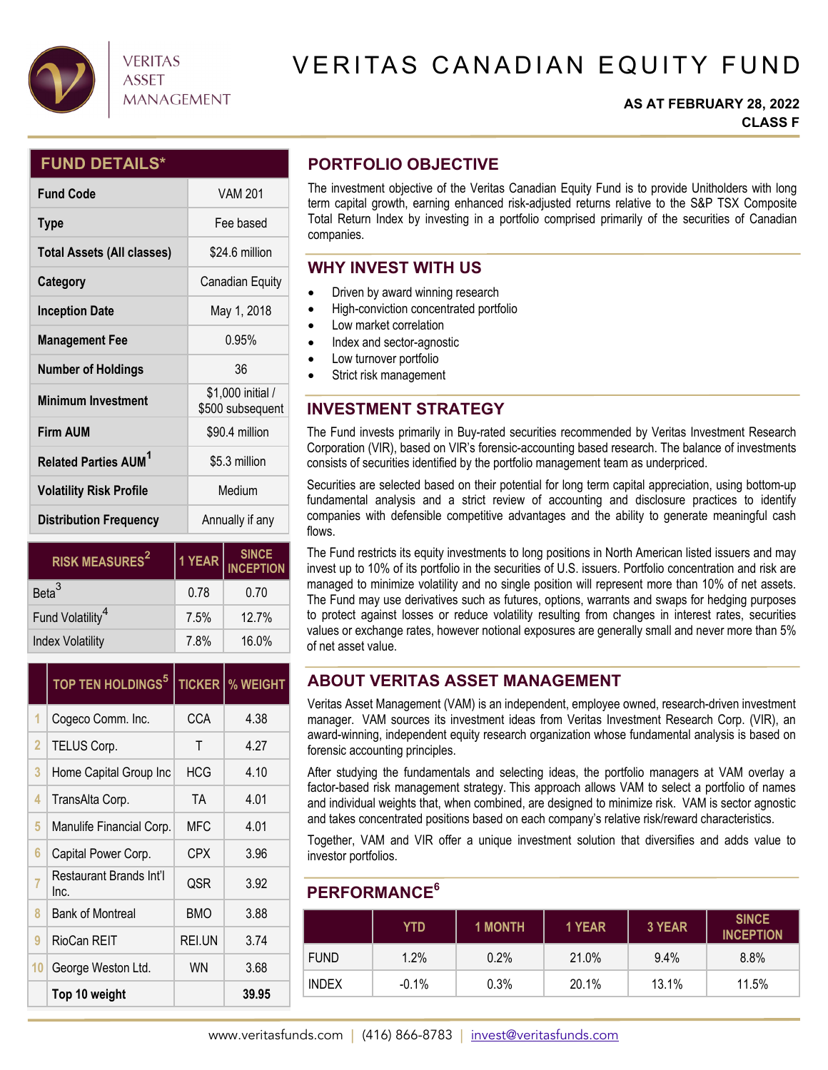VERITAS ASSET MANAGEMENT

# VERITAS CANADIAN EQUITY FUND

**AS AT FEBRUARY 28, 2022**
**CLASS F**

## FUND DETAILS*

| | |
|---|---|
| **Fund Code** | VAM 201 |
| **Type** | Fee based |
| **Total Assets (All classes)** | $24.6 million |
| **Category** | Canadian Equity |
| **Inception Date** | May 1, 2018 |
| **Management Fee** | 0.95% |
| **Number of Holdings** | 36 |
| **Minimum Investment** | $1,000 initial / $500 subsequent |
| **Firm AUM** | $90.4 million |
| **Related Parties AUM**[1] | $5.3 million |
| **Volatility Risk Profile** | Medium |
| **Distribution Frequency** | Annually if any |

| RISK MEASURES[2] | 1 YEAR | SINCE INCEPTION |
|---|---|---|
| Beta[3] | 0.78 | 0.70 |
| Fund Volatility[4] | 7.5% | 12.7% |
| Index Volatility | 7.8% | 16.0% |

| | TOP TEN HOLDINGS[5] | TICKER | % WEIGHT |
|---|---|---|---|
| 1 | Cogeco Comm. Inc. | CCA | 4.38 |
| 2 | TELUS Corp. | T | 4.27 |
| 3 | Home Capital Group Inc | HCG | 4.10 |
| 4 | TransAlta Corp. | TA | 4.01 |
| 5 | Manulife Financial Corp. | MFC | 4.01 |
| 6 | Capital Power Corp. | CPX | 3.96 |
| 7 | Restaurant Brands Int'l Inc. | QSR | 3.92 |
| 8 | Bank of Montreal | BMO | 3.88 |
| 9 | RioCan REIT | REI.UN | 3.74 |
| 10 | George Weston Ltd. | WN | 3.68 |
| | **Top 10 weight** | | **39.95** |

## PORTFOLIO OBJECTIVE

The investment objective of the Veritas Canadian Equity Fund is to provide Unitholders with long term capital growth, earning enhanced risk-adjusted returns relative to the S&P TSX Composite Total Return Index by investing in a portfolio comprised primarily of the securities of Canadian companies.

## WHY INVEST WITH US

- Driven by award winning research
- High-conviction concentrated portfolio
- Low market correlation
- Index and sector-agnostic
- Low turnover portfolio
- Strict risk management

## INVESTMENT STRATEGY

The Fund invests primarily in Buy-rated securities recommended by Veritas Investment Research Corporation (VIR), based on VIR's forensic-accounting based research. The balance of investments consists of securities identified by the portfolio management team as underpriced.

Securities are selected based on their potential for long term capital appreciation, using bottom-up fundamental analysis and a strict review of accounting and disclosure practices to identify companies with defensible competitive advantages and the ability to generate meaningful cash flows.

The Fund restricts its equity investments to long positions in North American listed issuers and may invest up to 10% of its portfolio in the securities of U.S. issuers. Portfolio concentration and risk are managed to minimize volatility and no single position will represent more than 10% of net assets. The Fund may use derivatives such as futures, options, warrants and swaps for hedging purposes to protect against losses or reduce volatility resulting from changes in interest rates, securities values or exchange rates, however notional exposures are generally small and never more than 5% of net asset value.

## ABOUT VERITAS ASSET MANAGEMENT

Veritas Asset Management (VAM) is an independent, employee owned, research-driven investment manager. VAM sources its investment ideas from Veritas Investment Research Corp. (VIR), an award-winning, independent equity research organization whose fundamental analysis is based on forensic accounting principles.

After studying the fundamentals and selecting ideas, the portfolio managers at VAM overlay a factor-based risk management strategy. This approach allows VAM to select a portfolio of names and individual weights that, when combined, are designed to minimize risk. VAM is sector agnostic and takes concentrated positions based on each company's relative risk/reward characteristics.

Together, VAM and VIR offer a unique investment solution that diversifies and adds value to investor portfolios.

## PERFORMANCE[6]

| | YTD | 1 MONTH | 1 YEAR | 3 YEAR | SINCE INCEPTION |
|---|---|---|---|---|---|
| FUND | 1.2% | 0.2% | 21.0% | 9.4% | 8.8% |
| INDEX | -0.1% | 0.3% | 20.1% | 13.1% | 11.5% |

www.veritasfunds.com | (416) 866-8783 | invest@veritasfunds.com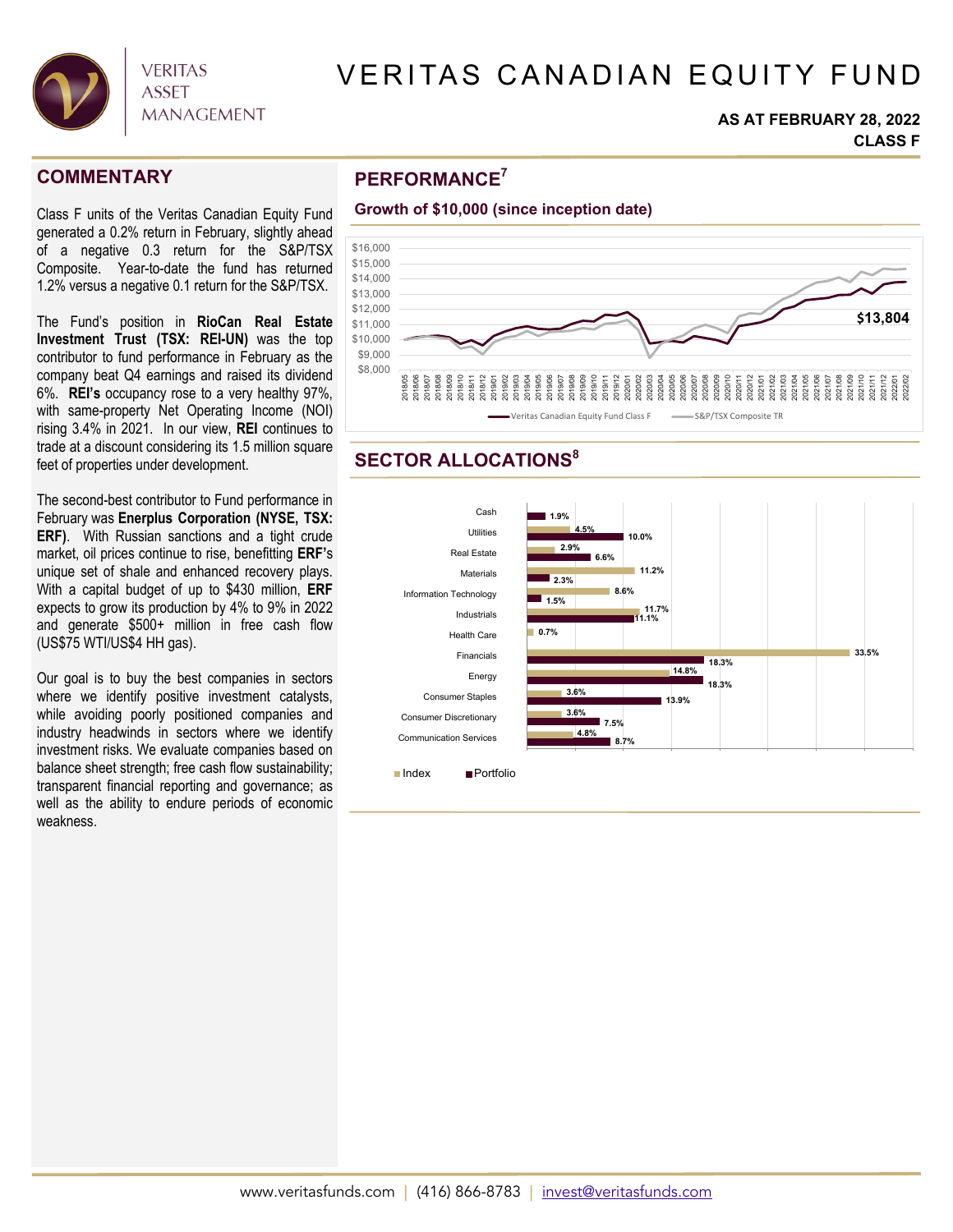# VERITAS CANADIAN EQUITY FUND

**AS AT FEBRUARY 28, 2022**
**CLASS F**

## COMMENTARY

Class F units of the Veritas Canadian Equity Fund generated a 0.2% return in February, slightly ahead of a negative 0.3 return for the S&P/TSX Composite. Year-to-date the fund has returned 1.2% versus a negative 0.1 return for the S&P/TSX.

The Fund's position in **RioCan Real Estate Investment Trust (TSX: REI-UN)** was the top contributor to fund performance in February as the company beat Q4 earnings and raised its dividend 6%. **REI's** occupancy rose to a very healthy 97%, with same-property Net Operating Income (NOI) rising 3.4% in 2021. In our view, **REI** continues to trade at a discount considering its 1.5 million square feet of properties under development.

The second-best contributor to Fund performance in February was **Enerplus Corporation (NYSE, TSX: ERF)**. With Russian sanctions and a tight crude market, oil prices continue to rise, benefitting **ERF's** unique set of shale and enhanced recovery plays. With a capital budget of up to $430 million, **ERF** expects to grow its production by 4% to 9% in 2022 and generate $500+ million in free cash flow (US$75 WTI/US$4 HH gas).

Our goal is to buy the best companies in sectors where we identify positive investment catalysts, while avoiding poorly positioned companies and industry headwinds in sectors where we identify investment risks. We evaluate companies based on balance sheet strength; free cash flow sustainability; transparent financial reporting and governance; as well as the ability to endure periods of economic weakness.

## PERFORMANCE[7]

### Growth of $10,000 (since inception date)

Veritas Canadian Equity Fund Class F vs. S&P/TSX Composite TR, 2018/05 – 2022/02. Ending value: $13,804

## SECTOR ALLOCATIONS[8]

| Sector | Index | Portfolio |
|---|---|---|
| Cash | | 1.9% |
| Utilities | 4.5% | 10.0% |
| Real Estate | 2.9% | 6.6% |
| Materials | 11.2% | 2.3% |
| Information Technology | 8.6% | 1.5% |
| Industrials | 11.7% | 11.1% |
| Health Care | 0.7% | |
| Financials | 33.5% | 18.3% |
| Energy | 14.8% | 18.3% |
| Consumer Staples | 3.6% | 13.9% |
| Consumer Discretionary | 3.6% | 7.5% |
| Communication Services | 4.8% | 8.7% |

www.veritasfunds.com | (416) 866-8783 | invest@veritasfunds.com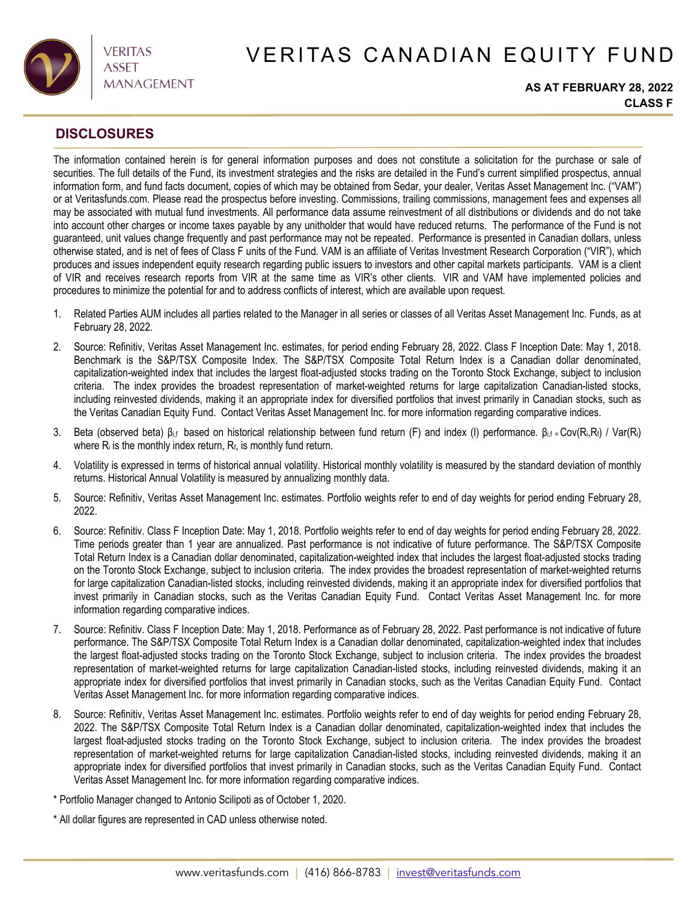# VERITAS CANADIAN EQUITY FUND

**AS AT FEBRUARY 28, 2022**
**CLASS F**

## DISCLOSURES

The information contained herein is for general information purposes and does not constitute a solicitation for the purchase or sale of securities. The full details of the Fund, its investment strategies and the risks are detailed in the Fund's current simplified prospectus, annual information form, and fund facts document, copies of which may be obtained from Sedar, your dealer, Veritas Asset Management Inc. ("VAM") or at Veritasfunds.com. Please read the prospectus before investing. Commissions, trailing commissions, management fees and expenses all may be associated with mutual fund investments. All performance data assume reinvestment of all distributions or dividends and do not take into account other charges or income taxes payable by any unitholder that would have reduced returns. The performance of the Fund is not guaranteed, unit values change frequently and past performance may not be repeated. Performance is presented in Canadian dollars, unless otherwise stated, and is net of fees of Class F units of the Fund. VAM is an affiliate of Veritas Investment Research Corporation ("VIR"), which produces and issues independent equity research regarding public issuers to investors and other capital markets participants. VAM is a client of VIR and receives research reports from VIR at the same time as VIR's other clients. VIR and VAM have implemented policies and procedures to minimize the potential for and to address conflicts of interest, which are available upon request.

1. Related Parties AUM includes all parties related to the Manager in all series or classes of all Veritas Asset Management Inc. Funds, as at February 28, 2022.
2. Source: Refinitiv, Veritas Asset Management Inc. estimates, for period ending February 28, 2022. Class F Inception Date: May 1, 2018. Benchmark is the S&P/TSX Composite Index. The S&P/TSX Composite Total Return Index is a Canadian dollar denominated, capitalization-weighted index that includes the largest float-adjusted stocks trading on the Toronto Stock Exchange, subject to inclusion criteria. The index provides the broadest representation of market-weighted returns for large capitalization Canadian-listed stocks, including reinvested dividends, making it an appropriate index for diversified portfolios that invest primarily in Canadian stocks, such as the Veritas Canadian Equity Fund. Contact Veritas Asset Management Inc. for more information regarding comparative indices.
3. Beta (observed beta) $\beta_{i,f}$ based on historical relationship between fund return (F) and index (I) performance. $\beta_{i,f} = Cov(R_i,R_f) / Var(R_i)$ where $R_i$ is the monthly index return, $R_f$, is monthly fund return.
4. Volatility is expressed in terms of historical annual volatility. Historical monthly volatility is measured by the standard deviation of monthly returns. Historical Annual Volatility is measured by annualizing monthly data.
5. Source: Refinitiv, Veritas Asset Management Inc. estimates. Portfolio weights refer to end of day weights for period ending February 28, 2022.
6. Source: Refinitiv. Class F Inception Date: May 1, 2018. Portfolio weights refer to end of day weights for period ending February 28, 2022. Time periods greater than 1 year are annualized. Past performance is not indicative of future performance. The S&P/TSX Composite Total Return Index is a Canadian dollar denominated, capitalization-weighted index that includes the largest float-adjusted stocks trading on the Toronto Stock Exchange, subject to inclusion criteria. The index provides the broadest representation of market-weighted returns for large capitalization Canadian-listed stocks, including reinvested dividends, making it an appropriate index for diversified portfolios that invest primarily in Canadian stocks, such as the Veritas Canadian Equity Fund. Contact Veritas Asset Management Inc. for more information regarding comparative indices.
7. Source: Refinitiv. Class F Inception Date: May 1, 2018. Performance as of February 28, 2022. Past performance is not indicative of future performance. The S&P/TSX Composite Total Return Index is a Canadian dollar denominated, capitalization-weighted index that includes the largest float-adjusted stocks trading on the Toronto Stock Exchange, subject to inclusion criteria. The index provides the broadest representation of market-weighted returns for large capitalization Canadian-listed stocks, including reinvested dividends, making it an appropriate index for diversified portfolios that invest primarily in Canadian stocks, such as the Veritas Canadian Equity Fund. Contact Veritas Asset Management Inc. for more information regarding comparative indices.
8. Source: Refinitiv, Veritas Asset Management Inc. estimates. Portfolio weights refer to end of day weights for period ending February 28, 2022. The S&P/TSX Composite Total Return Index is a Canadian dollar denominated, capitalization-weighted index that includes the largest float-adjusted stocks trading on the Toronto Stock Exchange, subject to inclusion criteria. The index provides the broadest representation of market-weighted returns for large capitalization Canadian-listed stocks, including reinvested dividends, making it an appropriate index for diversified portfolios that invest primarily in Canadian stocks, such as the Veritas Canadian Equity Fund. Contact Veritas Asset Management Inc. for more information regarding comparative indices.

\* Portfolio Manager changed to Antonio Scilipoti as of October 1, 2020.

\* All dollar figures are represented in CAD unless otherwise noted.

www.veritasfunds.com | (416) 866-8783 | invest@veritasfunds.com